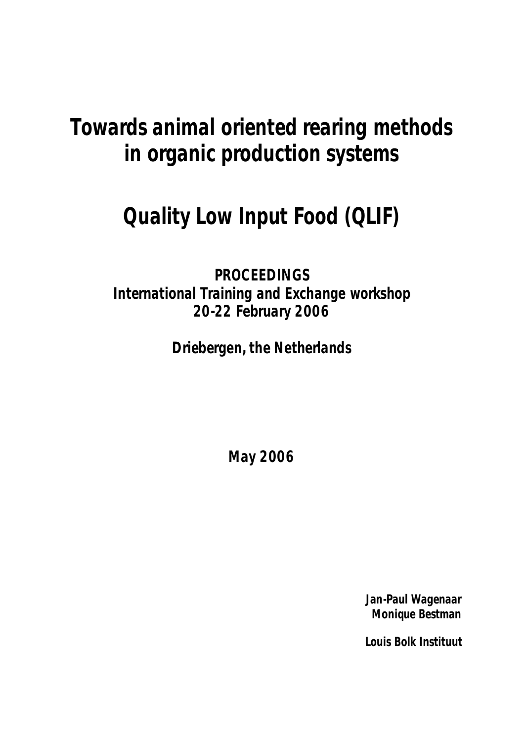# Towards animal oriented rearing methods in organic production systems

# Quality Low Input Food (QLIF)

**PROCEEDINGS**
**International Training and Exchange workshop**
**20-22 February 2006**

**Driebergen, the Netherlands**

**May 2006**

**Jan-Paul Wagenaar**
**Monique Bestman**

**Louis Bolk Instituut**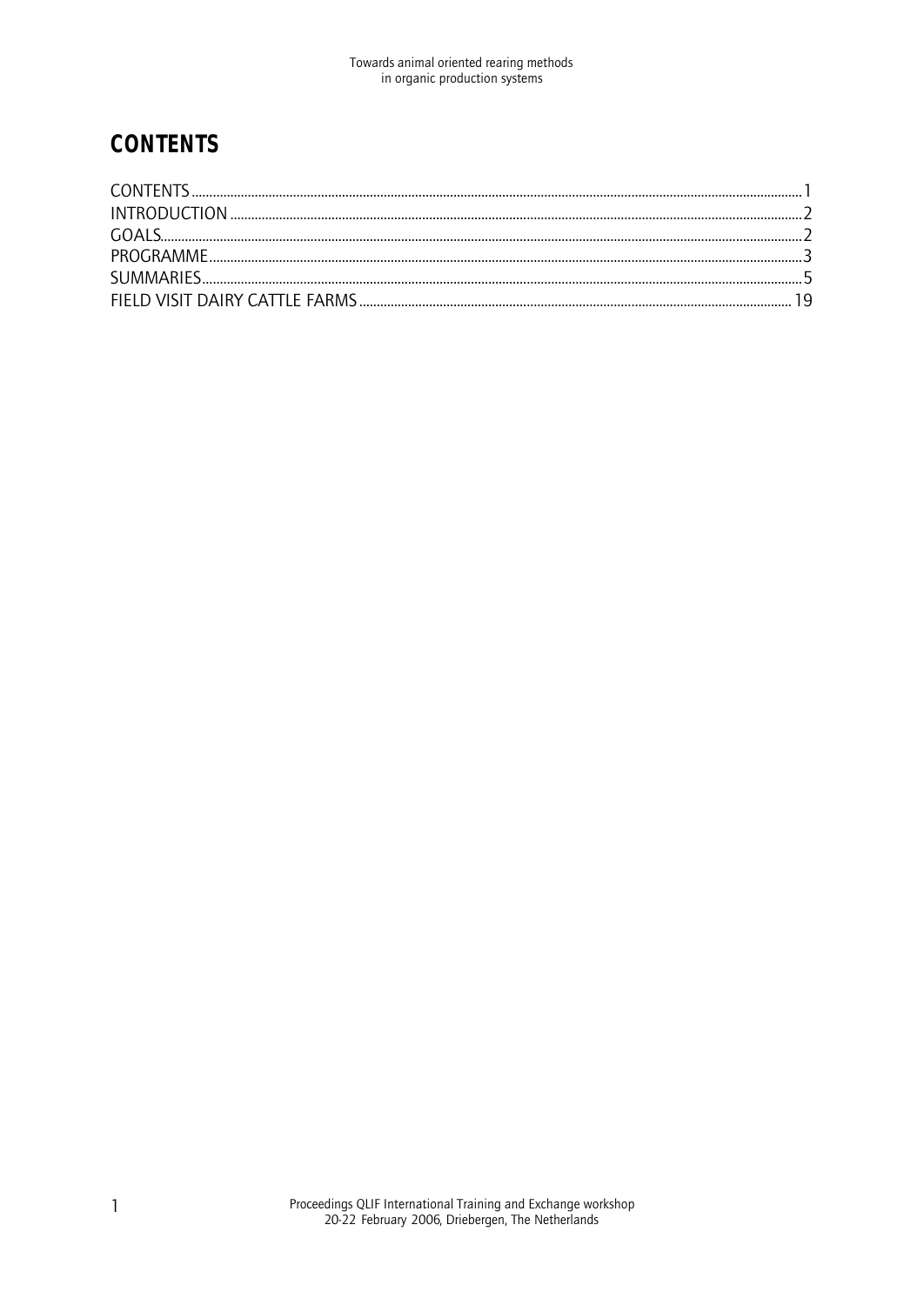# CONTENTS

CONTENTS ........................................................................................................ 1
INTRODUCTION ................................................................................................ 2
GOALS ............................................................................................................... 2
PROGRAMME ................................................................................................... 3
SUMMARIES ...................................................................................................... 5
FIELD VISIT DAIRY CATTLE FARMS ............................................................ 19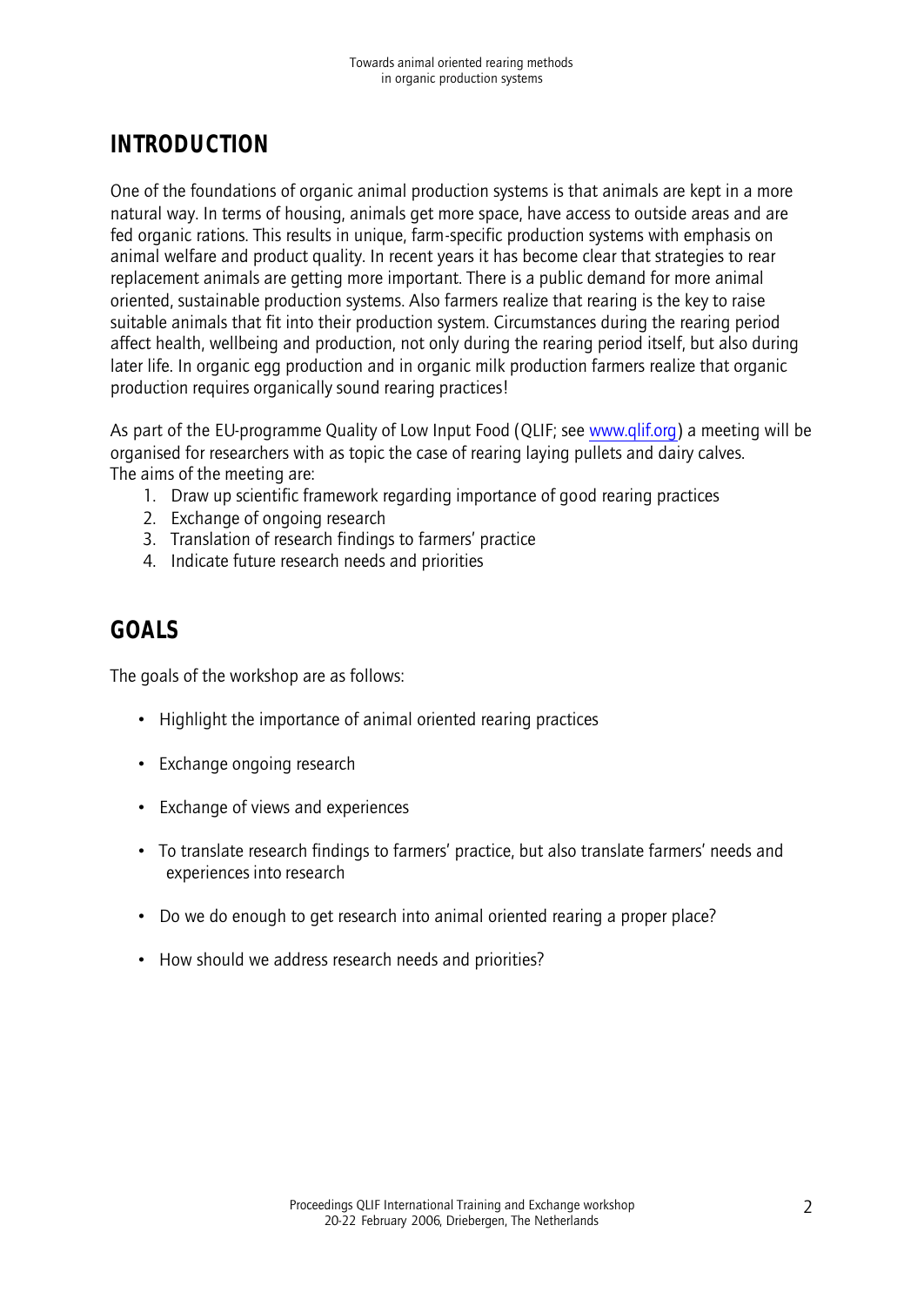## INTRODUCTION

One of the foundations of organic animal production systems is that animals are kept in a more natural way. In terms of housing, animals get more space, have access to outside areas and are fed organic rations. This results in unique, farm-specific production systems with emphasis on animal welfare and product quality. In recent years it has become clear that strategies to rear replacement animals are getting more important. There is a public demand for more animal oriented, sustainable production systems. Also farmers realize that rearing is the key to raise suitable animals that fit into their production system. Circumstances during the rearing period affect health, wellbeing and production, not only during the rearing period itself, but also during later life. In organic egg production and in organic milk production farmers realize that organic production requires organically sound rearing practices!

As part of the EU-programme Quality of Low Input Food (QLIF; see www.qlif.org) a meeting will be organised for researchers with as topic the case of rearing laying pullets and dairy calves. The aims of the meeting are:

1. Draw up scientific framework regarding importance of good rearing practices
2. Exchange of ongoing research
3. Translation of research findings to farmers' practice
4. Indicate future research needs and priorities

## GOALS

The goals of the workshop are as follows:

- Highlight the importance of animal oriented rearing practices
- Exchange ongoing research
- Exchange of views and experiences
- To translate research findings to farmers' practice, but also translate farmers' needs and experiences into research
- Do we do enough to get research into animal oriented rearing a proper place?
- How should we address research needs and priorities?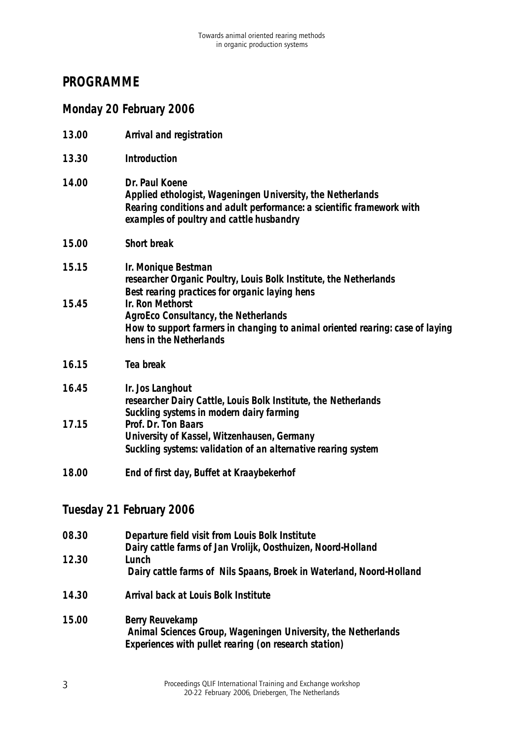# PROGRAMME

## Monday 20 February 2006

**13.00** **Arrival and registration**

**13.30** **Introduction**

**14.00** **Dr. Paul Koene**
**Applied ethologist, Wageningen University, the Netherlands**
***Rearing conditions and adult performance: a scientific framework with examples of poultry and cattle husbandry***

**15.00** **Short break**

**15.15** **Ir. Monique Bestman**
**researcher Organic Poultry, Louis Bolk Institute, the Netherlands**
***Best rearing practices for organic laying hens***

**15.45** **Ir. Ron Methorst**
**AgroEco Consultancy, the Netherlands**
***How to support farmers in changing to animal oriented rearing: case of laying hens in the Netherlands***

**16.15** **Tea break**

**16.45** **Ir. Jos Langhout**
**researcher Dairy Cattle, Louis Bolk Institute, the Netherlands**
***Suckling systems in modern dairy farming***

**17.15** **Prof. Dr. Ton Baars**
**University of Kassel, Witzenhausen, Germany**
***Suckling systems: validation of an alternative rearing system***

**18.00** **End of first day, Buffet at Kraaybekerhof**

## Tuesday 21 February 2006

**08.30** **Departure field visit from Louis Bolk Institute**
**Dairy cattle farms of Jan Vrolijk, Oosthuizen, Noord-Holland**

**12.30** **Lunch**
**Dairy cattle farms of Nils Spaans, Broek in Waterland, Noord-Holland**

**14.30** **Arrival back at Louis Bolk Institute**

**15.00** **Berry Reuvekamp**
**Animal Sciences Group, Wageningen University, the Netherlands**
***Experiences with pullet rearing (on research station)***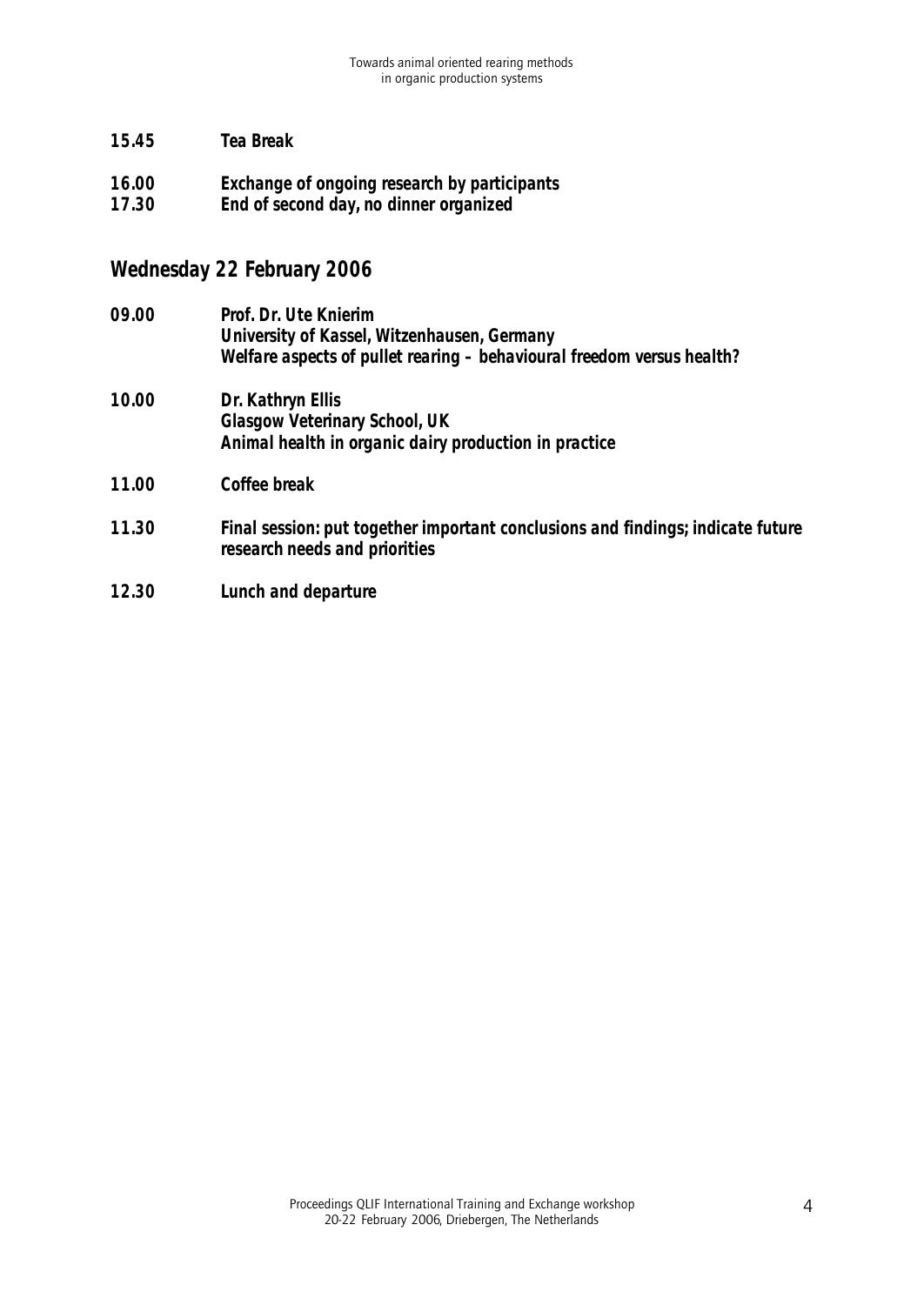***15.45 Tea Break***

***16.00 Exchange of ongoing research by participants***
***17.30 End of second day, no dinner organized***

## *Wednesday 22 February 2006*

***09.00 Prof. Dr. Ute Knierim***
***University of Kassel, Witzenhausen, Germany***
***Welfare aspects of pullet rearing – behavioural freedom versus health?***

***10.00 Dr. Kathryn Ellis***
***Glasgow Veterinary School, UK***
***Animal health in organic dairy production in practice***

***11.00 Coffee break***

***11.30 Final session: put together important conclusions and findings; indicate future research needs and priorities***

***12.30 Lunch and departure***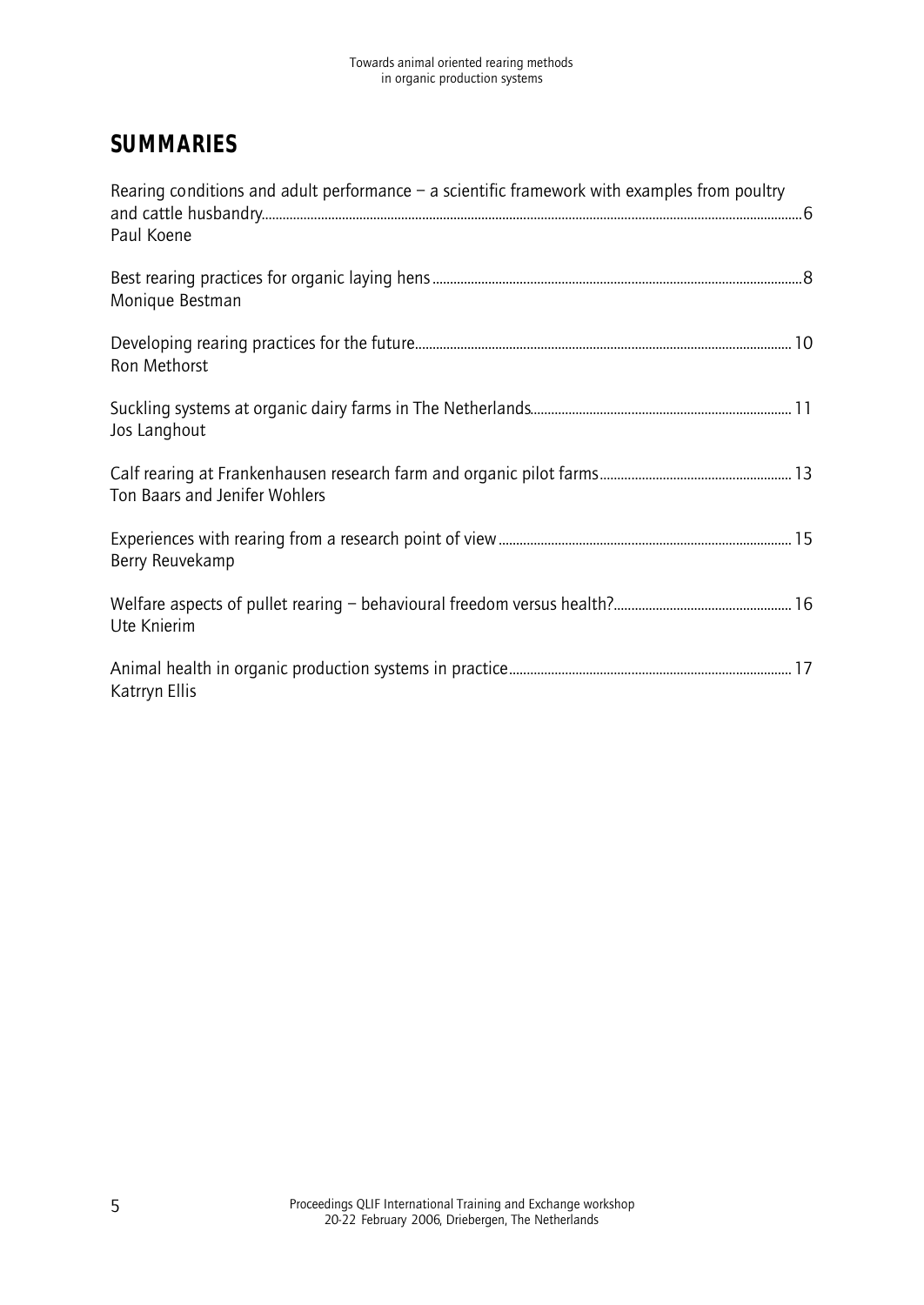# SUMMARIES

Rearing conditions and adult performance – a scientific framework with examples from poultry and cattle husbandry.....6
Paul Koene

Best rearing practices for organic laying hens.....8
Monique Bestman

Developing rearing practices for the future.....10
Ron Methorst

Suckling systems at organic dairy farms in The Netherlands.....11
Jos Langhout

Calf rearing at Frankenhausen research farm and organic pilot farms.....13
Ton Baars and Jenifer Wohlers

Experiences with rearing from a research point of view.....15
Berry Reuvekamp

Welfare aspects of pullet rearing – behavioural freedom versus health?.....16
Ute Knierim

Animal health in organic production systems in practice.....17
Katrryn Ellis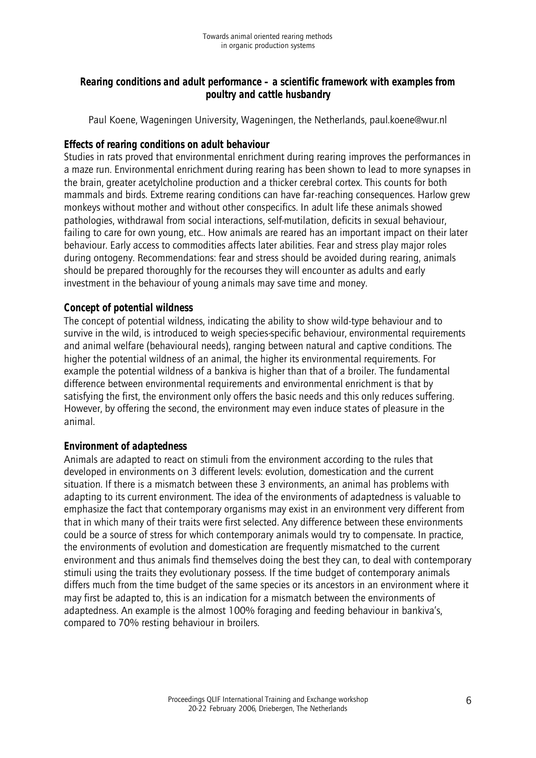## Rearing conditions and adult performance – a scientific framework with examples from poultry and cattle husbandry

Paul Koene, Wageningen University, Wageningen, the Netherlands, paul.koene@wur.nl

### Effects of rearing conditions on adult behaviour

Studies in rats proved that environmental enrichment during rearing improves the performances in a maze run. Environmental enrichment during rearing has been shown to lead to more synapses in the brain, greater acetylcholine production and a thicker cerebral cortex. This counts for both mammals and birds. Extreme rearing conditions can have far-reaching consequences. Harlow grew monkeys without mother and without other conspecifics. In adult life these animals showed pathologies, withdrawal from social interactions, self-mutilation, deficits in sexual behaviour, failing to care for own young, etc.. How animals are reared has an important impact on their later behaviour. Early access to commodities affects later abilities. Fear and stress play major roles during ontogeny. Recommendations: fear and stress should be avoided during rearing, animals should be prepared thoroughly for the recourses they will encounter as adults and early investment in the behaviour of young animals may save time and money.

### Concept of potential wildness

The concept of potential wildness, indicating the ability to show wild-type behaviour and to survive in the wild, is introduced to weigh species-specific behaviour, environmental requirements and animal welfare (behavioural needs), ranging between natural and captive conditions. The higher the potential wildness of an animal, the higher its environmental requirements. For example the potential wildness of a bankiva is higher than that of a broiler. The fundamental difference between environmental requirements and environmental enrichment is that by satisfying the first, the environment only offers the basic needs and this only reduces suffering. However, by offering the second, the environment may even induce states of pleasure in the animal.

### Environment of adaptedness

Animals are adapted to react on stimuli from the environment according to the rules that developed in environments on 3 different levels: evolution, domestication and the current situation. If there is a mismatch between these 3 environments, an animal has problems with adapting to its current environment. The idea of the environments of adaptedness is valuable to emphasize the fact that contemporary organisms may exist in an environment very different from that in which many of their traits were first selected. Any difference between these environments could be a source of stress for which contemporary animals would try to compensate. In practice, the environments of evolution and domestication are frequently mismatched to the current environment and thus animals find themselves doing the best they can, to deal with contemporary stimuli using the traits they evolutionary possess. If the time budget of contemporary animals differs much from the time budget of the same species or its ancestors in an environment where it may first be adapted to, this is an indication for a mismatch between the environments of adaptedness. An example is the almost 100% foraging and feeding behaviour in bankiva's, compared to 70% resting behaviour in broilers.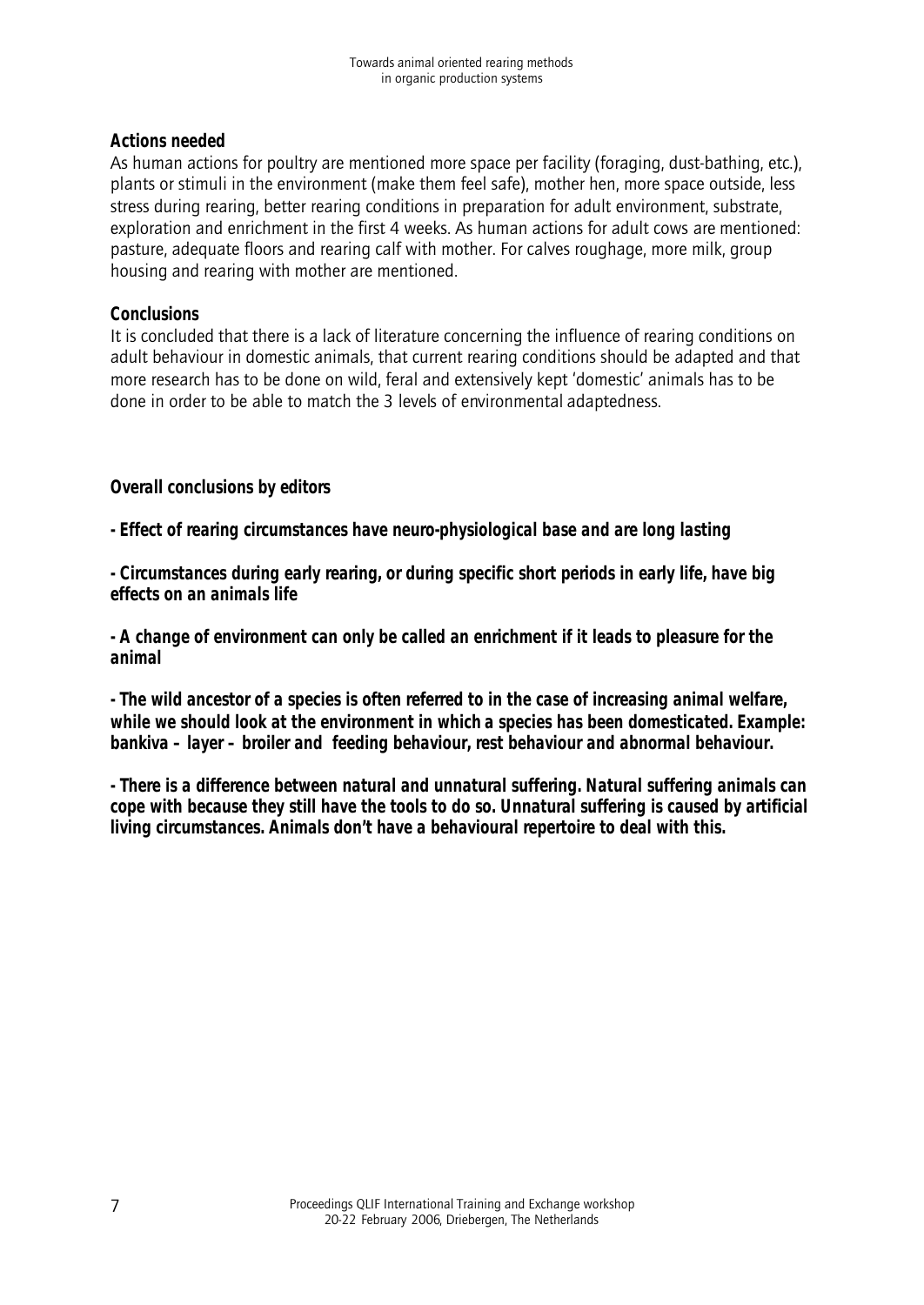### Actions needed

As human actions for poultry are mentioned more space per facility (foraging, dust-bathing, etc.), plants or stimuli in the environment (make them feel safe), mother hen, more space outside, less stress during rearing, better rearing conditions in preparation for adult environment, substrate, exploration and enrichment in the first 4 weeks. As human actions for adult cows are mentioned: pasture, adequate floors and rearing calf with mother. For calves roughage, more milk, group housing and rearing with mother are mentioned.

### Conclusions

It is concluded that there is a lack of literature concerning the influence of rearing conditions on adult behaviour in domestic animals, that current rearing conditions should be adapted and that more research has to be done on wild, feral and extensively kept 'domestic' animals has to be done in order to be able to match the 3 levels of environmental adaptedness.

### Overall conclusions by editors

**- Effect of rearing circumstances have neuro-physiological base and are long lasting**

**- Circumstances during early rearing, or during specific short periods in early life, have big effects on an animals life**

**- A change of environment can only be called an enrichment if it leads to pleasure for the animal**

**- The wild ancestor of a species is often referred to in the case of increasing animal welfare, while we should look at the environment in which a species has been domesticated. Example: bankiva – layer – broiler and feeding behaviour, rest behaviour and abnormal behaviour.**

**- There is a difference between natural and unnatural suffering. Natural suffering animals can cope with because they still have the tools to do so. Unnatural suffering is caused by artificial living circumstances. Animals don't have a behavioural repertoire to deal with this.**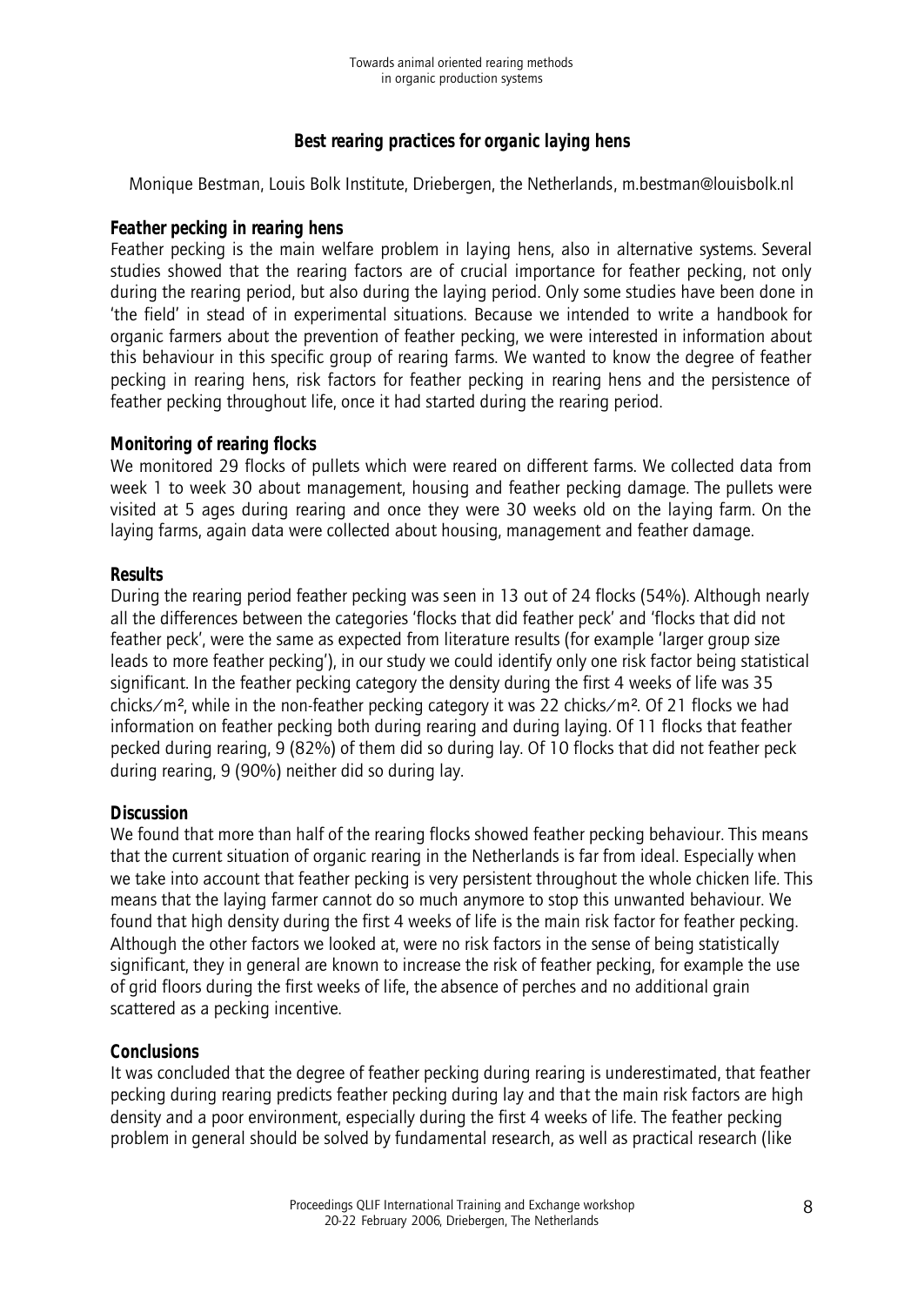## Best rearing practices for organic laying hens

Monique Bestman, Louis Bolk Institute, Driebergen, the Netherlands, m.bestman@louisbolk.nl

### Feather pecking in rearing hens

Feather pecking is the main welfare problem in laying hens, also in alternative systems. Several studies showed that the rearing factors are of crucial importance for feather pecking, not only during the rearing period, but also during the laying period. Only some studies have been done in 'the field' in stead of in experimental situations. Because we intended to write a handbook for organic farmers about the prevention of feather pecking, we were interested in information about this behaviour in this specific group of rearing farms. We wanted to know the degree of feather pecking in rearing hens, risk factors for feather pecking in rearing hens and the persistence of feather pecking throughout life, once it had started during the rearing period.

### Monitoring of rearing flocks

We monitored 29 flocks of pullets which were reared on different farms. We collected data from week 1 to week 30 about management, housing and feather pecking damage. The pullets were visited at 5 ages during rearing and once they were 30 weeks old on the laying farm. On the laying farms, again data were collected about housing, management and feather damage.

### Results

During the rearing period feather pecking was seen in 13 out of 24 flocks (54%). Although nearly all the differences between the categories 'flocks that did feather peck' and 'flocks that did not feather peck', were the same as expected from literature results (for example 'larger group size leads to more feather pecking'), in our study we could identify only one risk factor being statistical significant. In the feather pecking category the density during the first 4 weeks of life was 35 chicks/m², while in the non-feather pecking category it was 22 chicks/m². Of 21 flocks we had information on feather pecking both during rearing and during laying. Of 11 flocks that feather pecked during rearing, 9 (82%) of them did so during lay. Of 10 flocks that did not feather peck during rearing, 9 (90%) neither did so during lay.

### Discussion

We found that more than half of the rearing flocks showed feather pecking behaviour. This means that the current situation of organic rearing in the Netherlands is far from ideal. Especially when we take into account that feather pecking is very persistent throughout the whole chicken life. This means that the laying farmer cannot do so much anymore to stop this unwanted behaviour. We found that high density during the first 4 weeks of life is the main risk factor for feather pecking. Although the other factors we looked at, were no risk factors in the sense of being statistically significant, they in general are known to increase the risk of feather pecking, for example the use of grid floors during the first weeks of life, the absence of perches and no additional grain scattered as a pecking incentive.

### Conclusions

It was concluded that the degree of feather pecking during rearing is underestimated, that feather pecking during rearing predicts feather pecking during lay and that the main risk factors are high density and a poor environment, especially during the first 4 weeks of life. The feather pecking problem in general should be solved by fundamental research, as well as practical research (like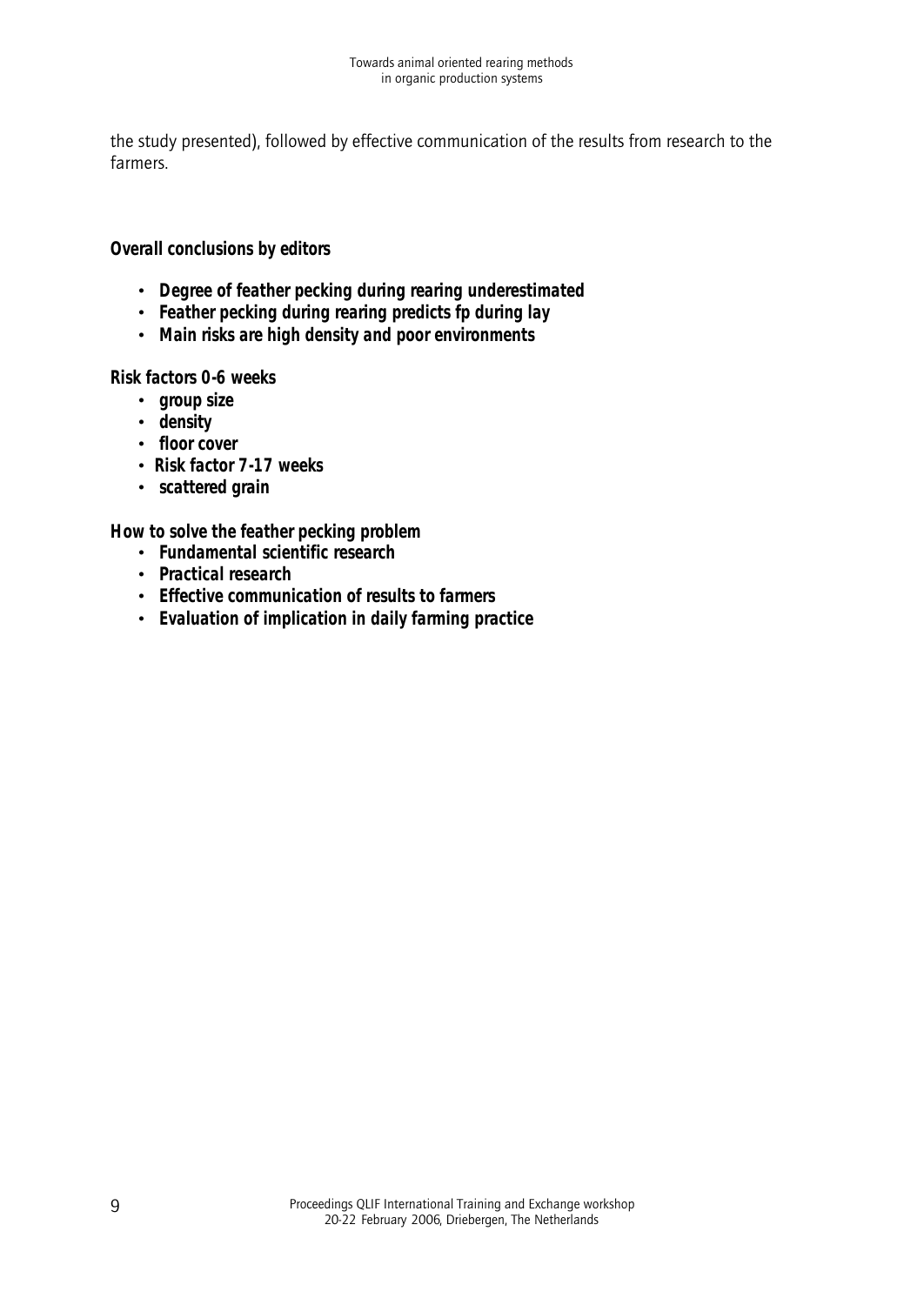the study presented), followed by effective communication of the results from research to the farmers.

***Overall conclusions by editors***

- ***Degree of feather pecking during rearing underestimated***
- ***Feather pecking during rearing predicts fp during lay***
- ***Main risks are high density and poor environments***

***Risk factors 0-6 weeks***

- ***group size***
- ***density***
- ***floor cover***
- ***Risk factor 7-17 weeks***
- ***scattered grain***

***How to solve the feather pecking problem***

- ***Fundamental scientific research***
- ***Practical research***
- ***Effective communication of results to farmers***
- ***Evaluation of implication in daily farming practice***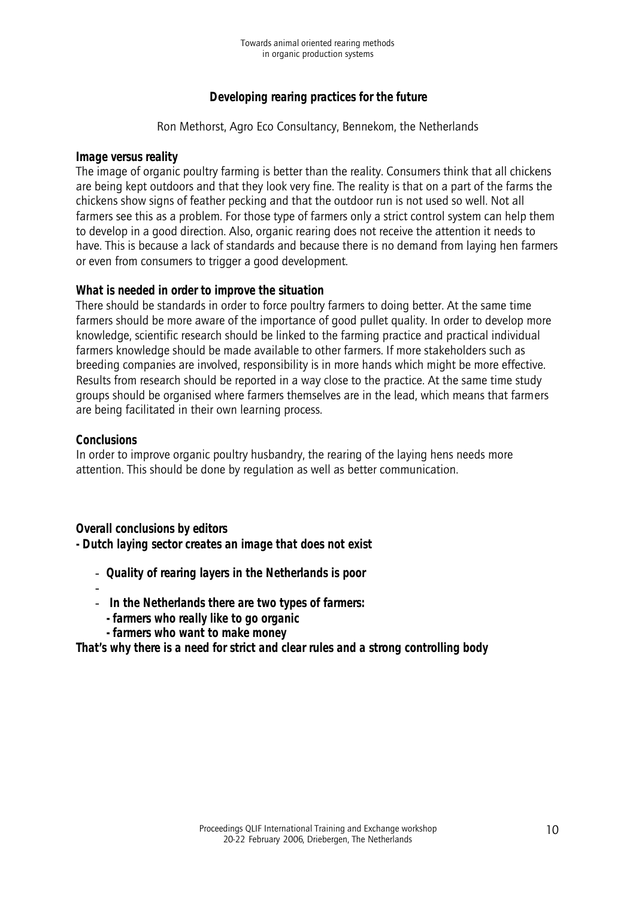## Developing rearing practices for the future

Ron Methorst, Agro Eco Consultancy, Bennekom, the Netherlands

### Image versus reality

The image of organic poultry farming is better than the reality. Consumers think that all chickens are being kept outdoors and that they look very fine. The reality is that on a part of the farms the chickens show signs of feather pecking and that the outdoor run is not used so well. Not all farmers see this as a problem. For those type of farmers only a strict control system can help them to develop in a good direction. Also, organic rearing does not receive the attention it needs to have. This is because a lack of standards and because there is no demand from laying hen farmers or even from consumers to trigger a good development.

### What is needed in order to improve the situation

There should be standards in order to force poultry farmers to doing better. At the same time farmers should be more aware of the importance of good pullet quality. In order to develop more knowledge, scientific research should be linked to the farming practice and practical individual farmers knowledge should be made available to other farmers. If more stakeholders such as breeding companies are involved, responsibility is in more hands which might be more effective. Results from research should be reported in a way close to the practice. At the same time study groups should be organised where farmers themselves are in the lead, which means that farmers are being facilitated in their own learning process.

### Conclusions

In order to improve organic poultry husbandry, the rearing of the laying hens needs more attention. This should be done by regulation as well as better communication.

***Overall conclusions by editors***

***- Dutch laying sector creates an image that does not exist***

- ***Quality of rearing layers in the Netherlands is poor***
-
- ***In the Netherlands there are two types of farmers:***
  - ***farmers who really like to go organic***
  - ***farmers who want to make money***

***That's why there is a need for strict and clear rules and a strong controlling body***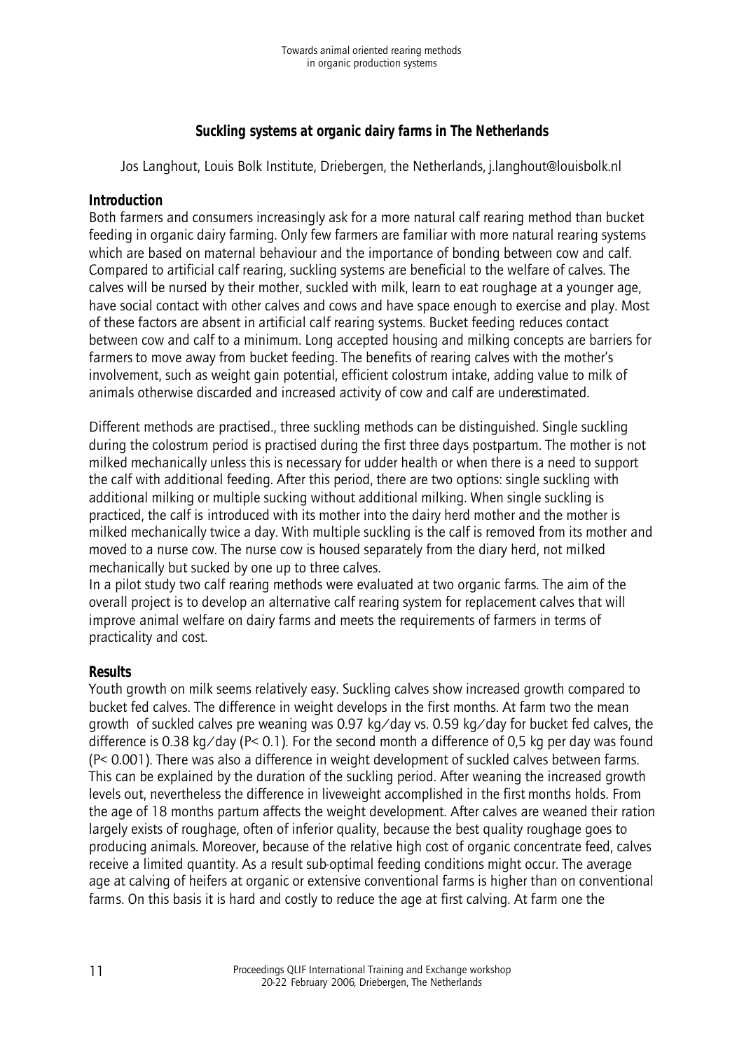## Suckling systems at organic dairy farms in The Netherlands

Jos Langhout, Louis Bolk Institute, Driebergen, the Netherlands, j.langhout@louisbolk.nl

### Introduction

Both farmers and consumers increasingly ask for a more natural calf rearing method than bucket feeding in organic dairy farming. Only few farmers are familiar with more natural rearing systems which are based on maternal behaviour and the importance of bonding between cow and calf. Compared to artificial calf rearing, suckling systems are beneficial to the welfare of calves. The calves will be nursed by their mother, suckled with milk, learn to eat roughage at a younger age, have social contact with other calves and cows and have space enough to exercise and play. Most of these factors are absent in artificial calf rearing systems. Bucket feeding reduces contact between cow and calf to a minimum. Long accepted housing and milking concepts are barriers for farmers to move away from bucket feeding. The benefits of rearing calves with the mother's involvement, such as weight gain potential, efficient colostrum intake, adding value to milk of animals otherwise discarded and increased activity of cow and calf are underestimated.

Different methods are practised., three suckling methods can be distinguished. Single suckling during the colostrum period is practised during the first three days postpartum. The mother is not milked mechanically unless this is necessary for udder health or when there is a need to support the calf with additional feeding. After this period, there are two options: single suckling with additional milking or multiple sucking without additional milking. When single suckling is practiced, the calf is introduced with its mother into the dairy herd mother and the mother is milked mechanically twice a day. With multiple suckling is the calf is removed from its mother and moved to a nurse cow. The nurse cow is housed separately from the diary herd, not milked mechanically but sucked by one up to three calves.

In a pilot study two calf rearing methods were evaluated at two organic farms. The aim of the overall project is to develop an alternative calf rearing system for replacement calves that will improve animal welfare on dairy farms and meets the requirements of farmers in terms of practicality and cost.

### Results

Youth growth on milk seems relatively easy. Suckling calves show increased growth compared to bucket fed calves. The difference in weight develops in the first months. At farm two the mean growth of suckled calves pre weaning was 0.97 kg/day vs. 0.59 kg/day for bucket fed calves, the difference is 0.38 kg/day ($P< 0.1$). For the second month a difference of 0,5 kg per day was found ($P< 0.001$). There was also a difference in weight development of suckled calves between farms. This can be explained by the duration of the suckling period. After weaning the increased growth levels out, nevertheless the difference in liveweight accomplished in the first months holds. From the age of 18 months partum affects the weight development. After calves are weaned their ration largely exists of roughage, often of inferior quality, because the best quality roughage goes to producing animals. Moreover, because of the relative high cost of organic concentrate feed, calves receive a limited quantity. As a result sub-optimal feeding conditions might occur. The average age at calving of heifers at organic or extensive conventional farms is higher than on conventional farms. On this basis it is hard and costly to reduce the age at first calving. At farm one the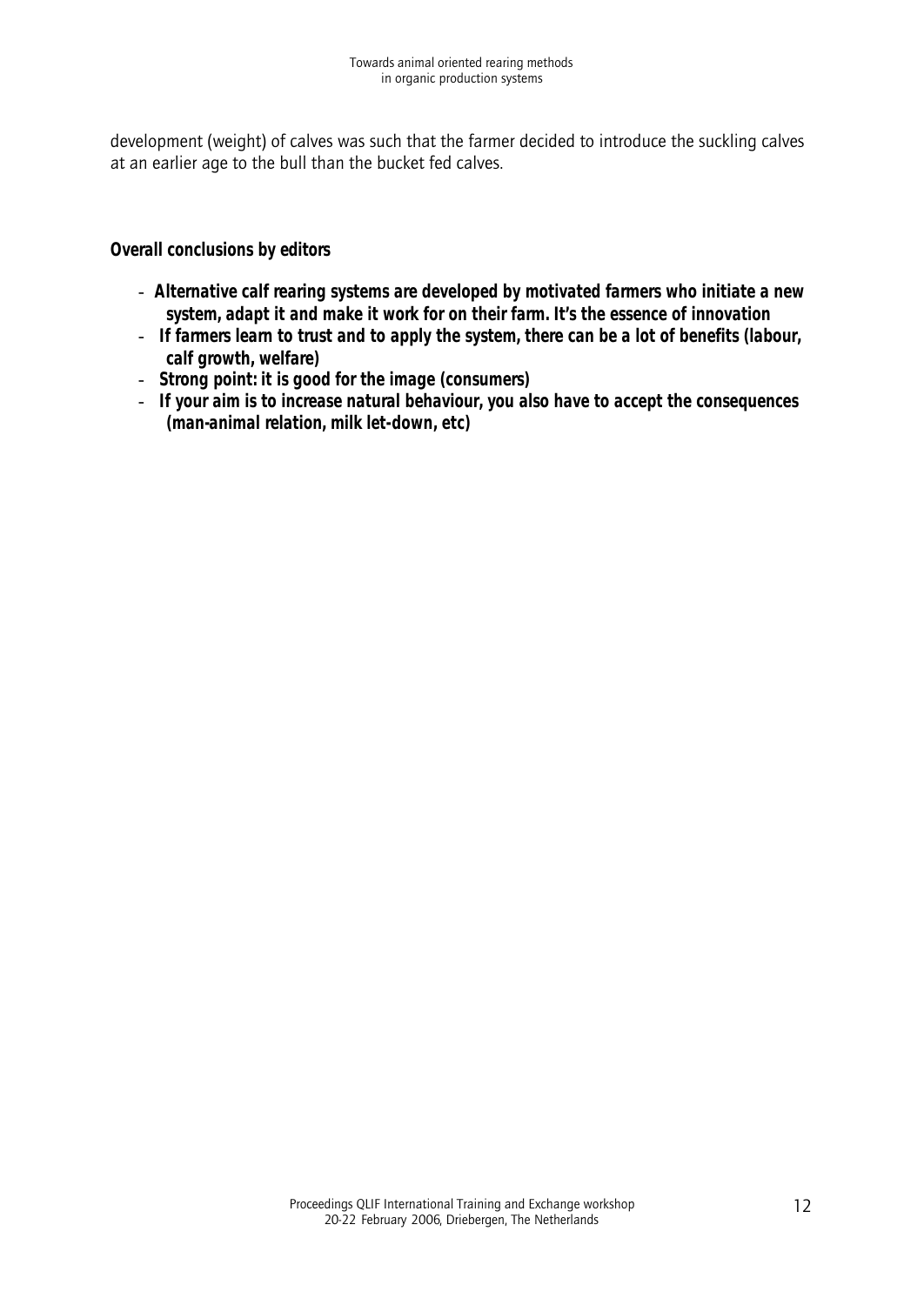development (weight) of calves was such that the farmer decided to introduce the suckling calves at an earlier age to the bull than the bucket fed calves.

**Overall conclusions by editors**

- ***Alternative calf rearing systems are developed by motivated farmers who initiate a new system, adapt it and make it work for on their farm. It's the essence of innovation***
- ***If farmers learn to trust and to apply the system, there can be a lot of benefits (labour, calf growth, welfare)***
- ***Strong point: it is good for the image (consumers)***
- ***If your aim is to increase natural behaviour, you also have to accept the consequences (man-animal relation, milk let-down, etc)***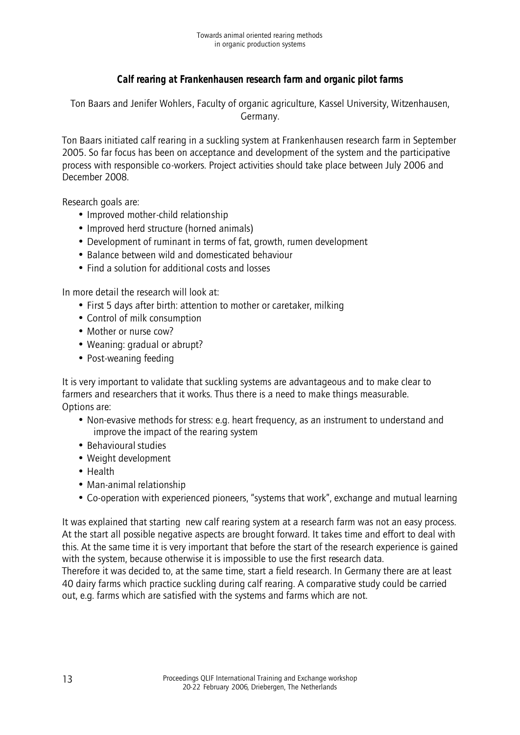### Calf rearing at Frankenhausen research farm and organic pilot farms

Ton Baars and Jenifer Wohlers, Faculty of organic agriculture, Kassel University, Witzenhausen, Germany.

Ton Baars initiated calf rearing in a suckling system at Frankenhausen research farm in September 2005. So far focus has been on acceptance and development of the system and the participative process with responsible co-workers. Project activities should take place between July 2006 and December 2008.

Research goals are:

- Improved mother-child relationship
- Improved herd structure (horned animals)
- Development of ruminant in terms of fat, growth, rumen development
- Balance between wild and domesticated behaviour
- Find a solution for additional costs and losses

In more detail the research will look at:

- First 5 days after birth: attention to mother or caretaker, milking
- Control of milk consumption
- Mother or nurse cow?
- Weaning: gradual or abrupt?
- Post-weaning feeding

It is very important to validate that suckling systems are advantageous and to make clear to farmers and researchers that it works. Thus there is a need to make things measurable.
Options are:

- Non-evasive methods for stress: e.g. heart frequency, as an instrument to understand and improve the impact of the rearing system
- Behavioural studies
- Weight development
- Health
- Man-animal relationship
- Co-operation with experienced pioneers, "systems that work", exchange and mutual learning

It was explained that starting new calf rearing system at a research farm was not an easy process. At the start all possible negative aspects are brought forward. It takes time and effort to deal with this. At the same time it is very important that before the start of the research experience is gained with the system, because otherwise it is impossible to use the first research data.
Therefore it was decided to, at the same time, start a field research. In Germany there are at least 40 dairy farms which practice suckling during calf rearing. A comparative study could be carried out, e.g. farms which are satisfied with the systems and farms which are not.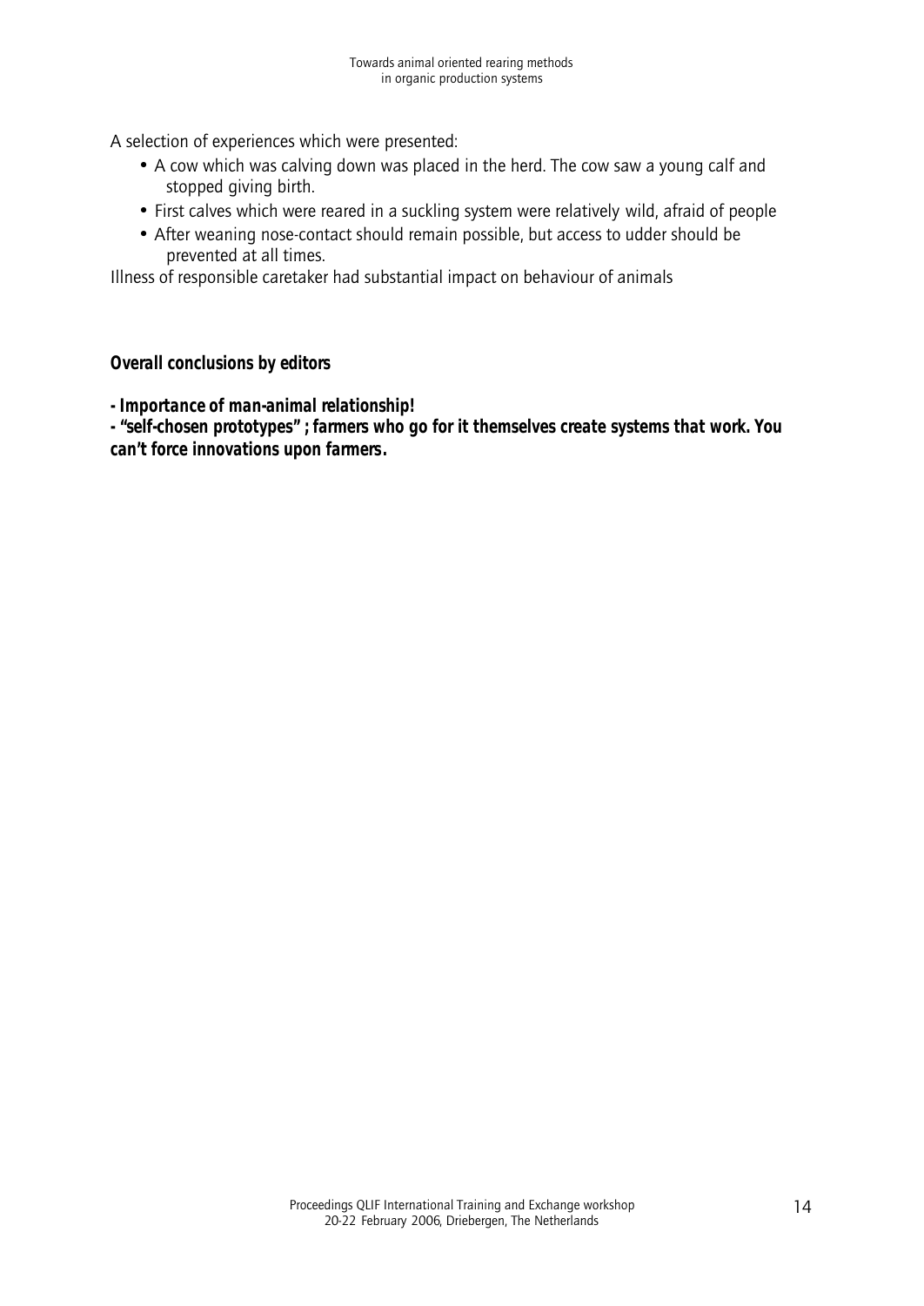A selection of experiences which were presented:

- A cow which was calving down was placed in the herd. The cow saw a young calf and stopped giving birth.
- First calves which were reared in a suckling system were relatively wild, afraid of people
- After weaning nose-contact should remain possible, but access to udder should be prevented at all times.

Illness of responsible caretaker had substantial impact on behaviour of animals

***Overall conclusions by editors***

***- Importance of man-animal relationship!***

***- "self-chosen prototypes" ; farmers who go for it themselves create systems that work. You can't force innovations upon farmers.***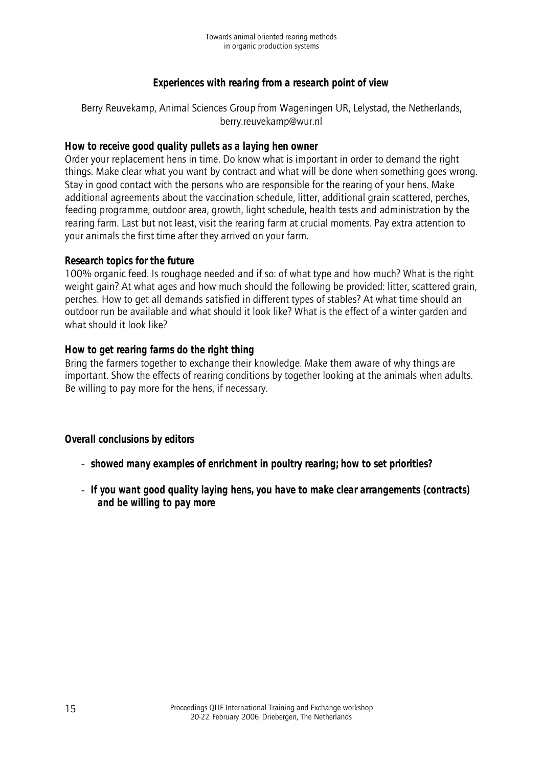## Experiences with rearing from a research point of view

Berry Reuvekamp, Animal Sciences Group from Wageningen UR, Lelystad, the Netherlands, berry.reuvekamp@wur.nl

### How to receive good quality pullets as a laying hen owner

Order your replacement hens in time. Do know what is important in order to demand the right things. Make clear what you want by contract and what will be done when something goes wrong. Stay in good contact with the persons who are responsible for the rearing of your hens. Make additional agreements about the vaccination schedule, litter, additional grain scattered, perches, feeding programme, outdoor area, growth, light schedule, health tests and administration by the rearing farm. Last but not least, visit the rearing farm at crucial moments. Pay extra attention to your animals the first time after they arrived on your farm.

### Research topics for the future

100% organic feed. Is roughage needed and if so: of what type and how much? What is the right weight gain? At what ages and how much should the following be provided: litter, scattered grain, perches. How to get all demands satisfied in different types of stables? At what time should an outdoor run be available and what should it look like? What is the effect of a winter garden and what should it look like?

### How to get rearing farms do the right thing

Bring the farmers together to exchange their knowledge. Make them aware of why things are important. Show the effects of rearing conditions by together looking at the animals when adults. Be willing to pay more for the hens, if necessary.

### Overall conclusions by editors

- **showed many examples of enrichment in poultry rearing; how to set priorities?**
- **If you want good quality laying hens, you have to make clear arrangements (contracts) and be willing to pay more**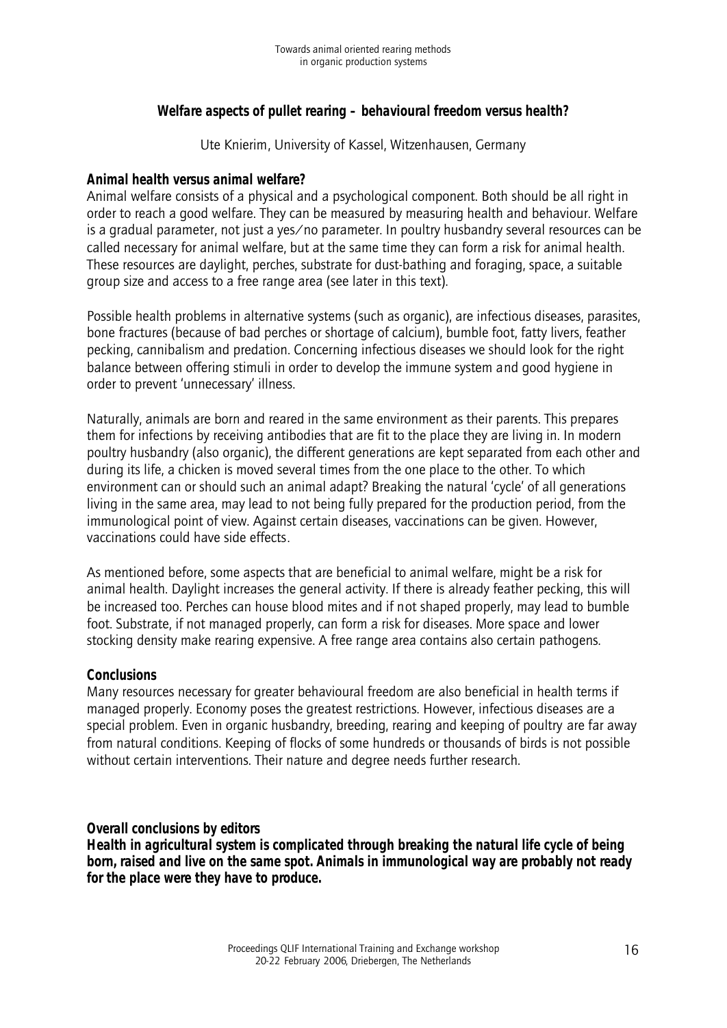## Welfare aspects of pullet rearing – behavioural freedom versus health?

Ute Knierim, University of Kassel, Witzenhausen, Germany

### Animal health versus animal welfare?

Animal welfare consists of a physical and a psychological component. Both should be all right in order to reach a good welfare. They can be measured by measuring health and behaviour. Welfare is a gradual parameter, not just a yes/no parameter. In poultry husbandry several resources can be called necessary for animal welfare, but at the same time they can form a risk for animal health. These resources are daylight, perches, substrate for dust-bathing and foraging, space, a suitable group size and access to a free range area (see later in this text).

Possible health problems in alternative systems (such as organic), are infectious diseases, parasites, bone fractures (because of bad perches or shortage of calcium), bumble foot, fatty livers, feather pecking, cannibalism and predation. Concerning infectious diseases we should look for the right balance between offering stimuli in order to develop the immune system and good hygiene in order to prevent 'unnecessary' illness.

Naturally, animals are born and reared in the same environment as their parents. This prepares them for infections by receiving antibodies that are fit to the place they are living in. In modern poultry husbandry (also organic), the different generations are kept separated from each other and during its life, a chicken is moved several times from the one place to the other. To which environment can or should such an animal adapt? Breaking the natural 'cycle' of all generations living in the same area, may lead to not being fully prepared for the production period, from the immunological point of view. Against certain diseases, vaccinations can be given. However, vaccinations could have side effects.

As mentioned before, some aspects that are beneficial to animal welfare, might be a risk for animal health. Daylight increases the general activity. If there is already feather pecking, this will be increased too. Perches can house blood mites and if not shaped properly, may lead to bumble foot. Substrate, if not managed properly, can form a risk for diseases. More space and lower stocking density make rearing expensive. A free range area contains also certain pathogens.

### Conclusions

Many resources necessary for greater behavioural freedom are also beneficial in health terms if managed properly. Economy poses the greatest restrictions. However, infectious diseases are a special problem. Even in organic husbandry, breeding, rearing and keeping of poultry are far away from natural conditions. Keeping of flocks of some hundreds or thousands of birds is not possible without certain interventions. Their nature and degree needs further research.

### Overall conclusions by editors

**Health in agricultural system is complicated through breaking the natural life cycle of being born, raised and live on the same spot. Animals in immunological way are probably not ready for the place were they have to produce.**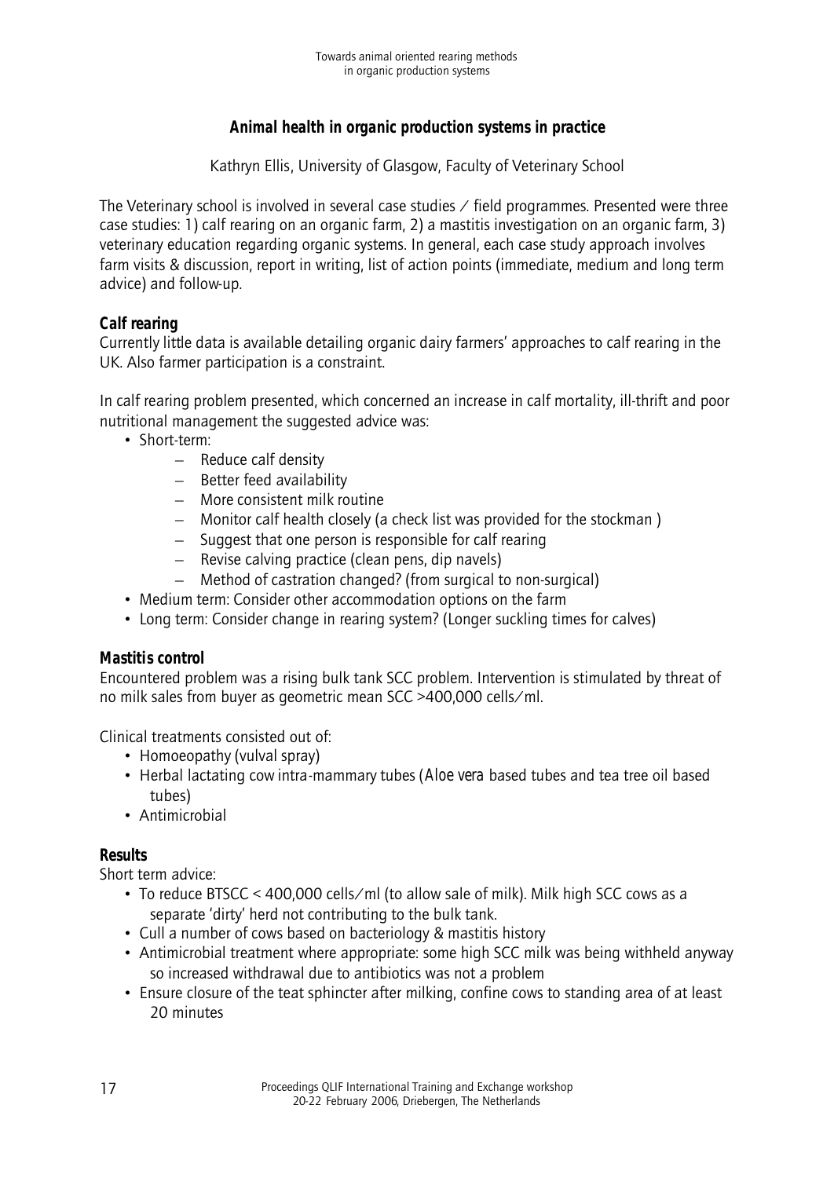## Animal health in organic production systems in practice

Kathryn Ellis, University of Glasgow, Faculty of Veterinary School

The Veterinary school is involved in several case studies / field programmes. Presented were three case studies: 1) calf rearing on an organic farm, 2) a mastitis investigation on an organic farm, 3) veterinary education regarding organic systems. In general, each case study approach involves farm visits & discussion, report in writing, list of action points (immediate, medium and long term advice) and follow-up.

### Calf rearing

Currently little data is available detailing organic dairy farmers' approaches to calf rearing in the UK. Also farmer participation is a constraint.

In calf rearing problem presented, which concerned an increase in calf mortality, ill-thrift and poor nutritional management the suggested advice was:

- Short-term:
  - Reduce calf density
  - Better feed availability
  - More consistent milk routine
  - Monitor calf health closely (a check list was provided for the stockman )
  - Suggest that one person is responsible for calf rearing
  - Revise calving practice (clean pens, dip navels)
  - Method of castration changed? (from surgical to non-surgical)
- Medium term: Consider other accommodation options on the farm
- Long term: Consider change in rearing system? (Longer suckling times for calves)

### Mastitis control

Encountered problem was a rising bulk tank SCC problem. Intervention is stimulated by threat of no milk sales from buyer as geometric mean SCC >400,000 cells/ml.

Clinical treatments consisted out of:

- Homoeopathy (vulval spray)
- Herbal lactating cow intra-mammary tubes (*Aloe vera* based tubes and tea tree oil based tubes)
- Antimicrobial

### Results

Short term advice:

- To reduce BTSCC < 400,000 cells/ml (to allow sale of milk). Milk high SCC cows as a separate 'dirty' herd not contributing to the bulk tank.
- Cull a number of cows based on bacteriology & mastitis history
- Antimicrobial treatment where appropriate: some high SCC milk was being withheld anyway so increased withdrawal due to antibiotics was not a problem
- Ensure closure of the teat sphincter after milking, confine cows to standing area of at least 20 minutes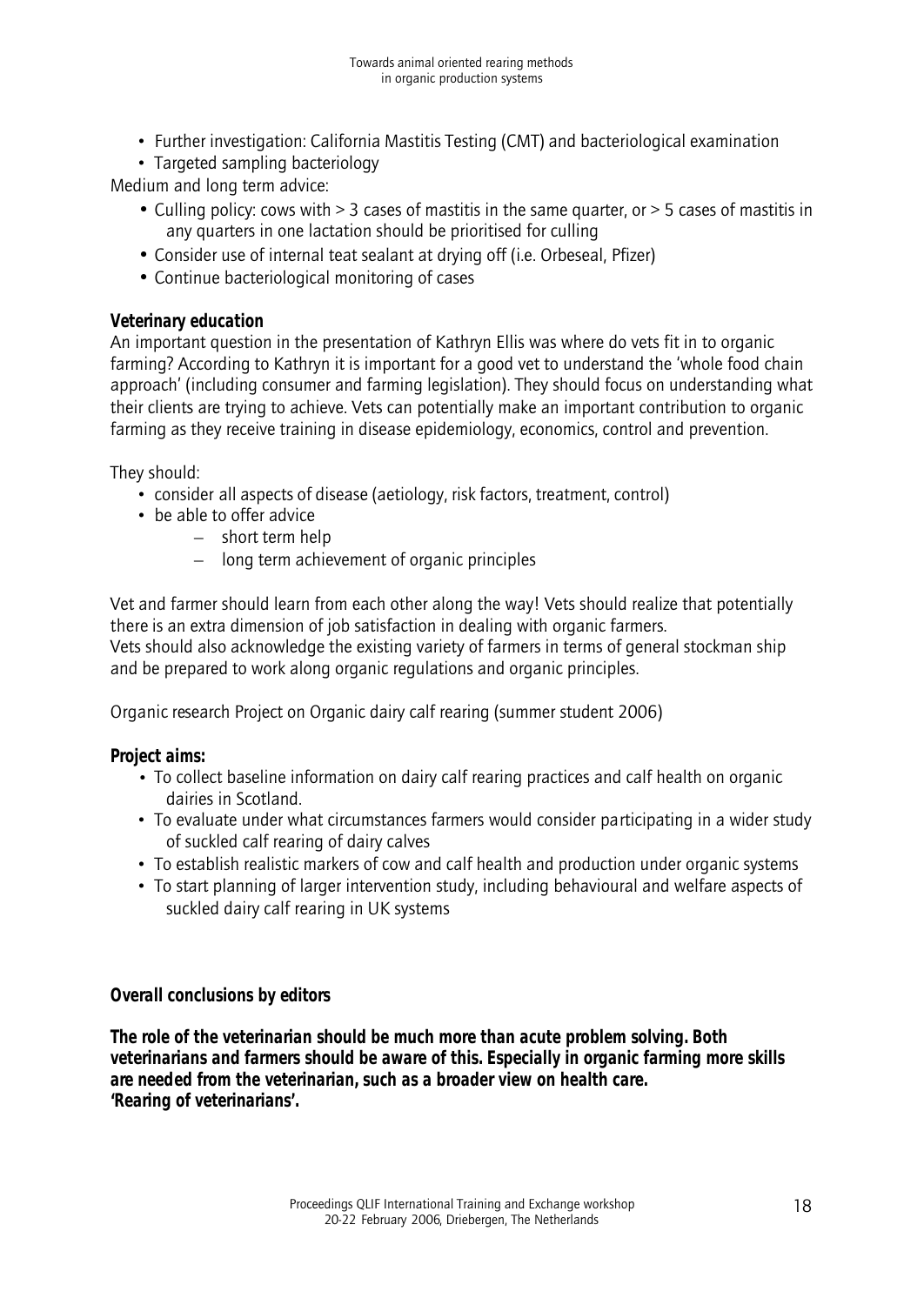- Further investigation: California Mastitis Testing (CMT) and bacteriological examination
- Targeted sampling bacteriology

Medium and long term advice:

- Culling policy: cows with > 3 cases of mastitis in the same quarter, or > 5 cases of mastitis in any quarters in one lactation should be prioritised for culling
- Consider use of internal teat sealant at drying off (i.e. Orbeseal, Pfizer)
- Continue bacteriological monitoring of cases

**Veterinary education**

An important question in the presentation of Kathryn Ellis was where do vets fit in to organic farming? According to Kathryn it is important for a good vet to understand the 'whole food chain approach' (including consumer and farming legislation). They should focus on understanding what their clients are trying to achieve. Vets can potentially make an important contribution to organic farming as they receive training in disease epidemiology, economics, control and prevention.

They should:

- consider all aspects of disease (aetiology, risk factors, treatment, control)
- be able to offer advice
  - short term help
  - long term achievement of organic principles

Vet and farmer should learn from each other along the way! Vets should realize that potentially there is an extra dimension of job satisfaction in dealing with organic farmers.
Vets should also acknowledge the existing variety of farmers in terms of general stockman ship and be prepared to work along organic regulations and organic principles.

Organic research Project on Organic dairy calf rearing (summer student 2006)

**Project aims:**

- To collect baseline information on dairy calf rearing practices and calf health on organic dairies in Scotland.
- To evaluate under what circumstances farmers would consider participating in a wider study of suckled calf rearing of dairy calves
- To establish realistic markers of cow and calf health and production under organic systems
- To start planning of larger intervention study, including behavioural and welfare aspects of suckled dairy calf rearing in UK systems

**Overall conclusions by editors**

**The role of the veterinarian should be much more than acute problem solving. Both veterinarians and farmers should be aware of this. Especially in organic farming more skills are needed from the veterinarian, such as a broader view on health care.**
**'Rearing of veterinarians'.**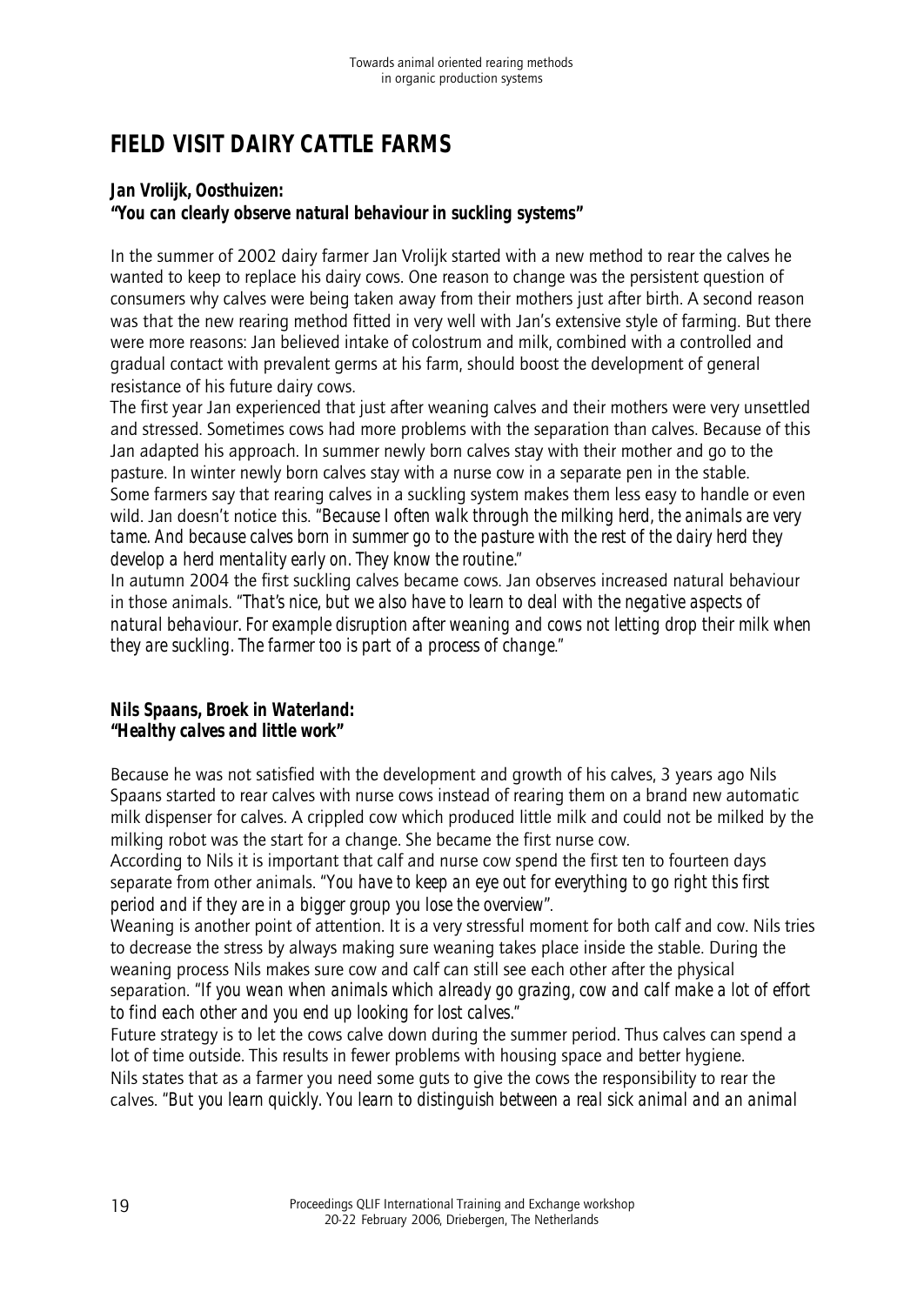# FIELD VISIT DAIRY CATTLE FARMS

**Jan Vrolijk, Oosthuizen:**
***"You can clearly observe natural behaviour in suckling systems"***

In the summer of 2002 dairy farmer Jan Vrolijk started with a new method to rear the calves he wanted to keep to replace his dairy cows. One reason to change was the persistent question of consumers why calves were being taken away from their mothers just after birth. A second reason was that the new rearing method fitted in very well with Jan's extensive style of farming. But there were more reasons: Jan believed intake of colostrum and milk, combined with a controlled and gradual contact with prevalent germs at his farm, should boost the development of general resistance of his future dairy cows.

The first year Jan experienced that just after weaning calves and their mothers were very unsettled and stressed. Sometimes cows had more problems with the separation than calves. Because of this Jan adapted his approach. In summer newly born calves stay with their mother and go to the pasture. In winter newly born calves stay with a nurse cow in a separate pen in the stable.

Some farmers say that rearing calves in a suckling system makes them less easy to handle or even wild. Jan doesn't notice this. *"Because I often walk through the milking herd, the animals are very tame. And because calves born in summer go to the pasture with the rest of the dairy herd they develop a herd mentality early on. They know the routine."*

In autumn 2004 the first suckling calves became cows. Jan observes increased natural behaviour in those animals. *"That's nice, but we also have to learn to deal with the negative aspects of natural behaviour. For example disruption after weaning and cows not letting drop their milk when they are suckling. The farmer too is part of a process of change."*

**Nils Spaans, Broek in Waterland:**
***"Healthy calves and little work"***

Because he was not satisfied with the development and growth of his calves, 3 years ago Nils Spaans started to rear calves with nurse cows instead of rearing them on a brand new automatic milk dispenser for calves. A crippled cow which produced little milk and could not be milked by the milking robot was the start for a change. She became the first nurse cow.

According to Nils it is important that calf and nurse cow spend the first ten to fourteen days separate from other animals. *"You have to keep an eye out for everything to go right this first period and if they are in a bigger group you lose the overview".*

Weaning is another point of attention. It is a very stressful moment for both calf and cow. Nils tries to decrease the stress by always making sure weaning takes place inside the stable. During the weaning process Nils makes sure cow and calf can still see each other after the physical separation. *"If you wean when animals which already go grazing, cow and calf make a lot of effort to find each other and you end up looking for lost calves."*

Future strategy is to let the cows calve down during the summer period. Thus calves can spend a lot of time outside. This results in fewer problems with housing space and better hygiene.

Nils states that as a farmer you need some guts to give the cows the responsibility to rear the calves. *"But you learn quickly. You learn to distinguish between a real sick animal and an animal*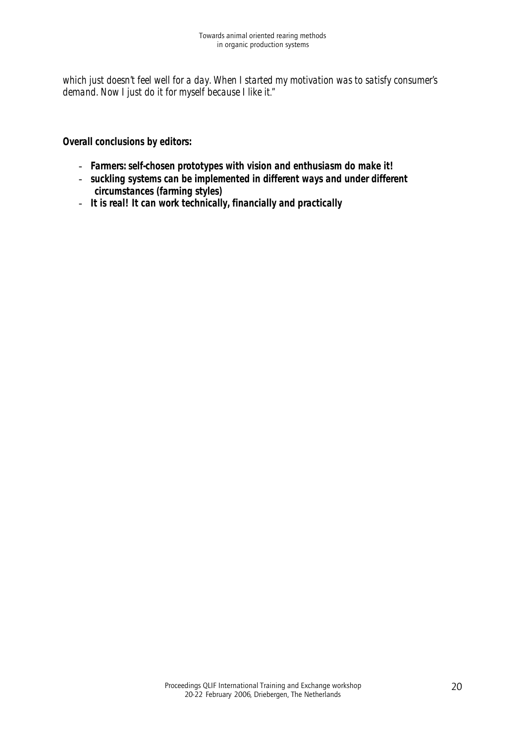*which just doesn't feel well for a day. When I started my motivation was to satisfy consumer's demand. Now I just do it for myself because I like it."*

**Overall conclusions by editors:**

- ***Farmers: self-chosen prototypes with vision and enthusiasm do make it!***
- ***suckling systems can be implemented in different ways and under different circumstances (farming styles)***
- ***It is real! It can work technically, financially and practically***